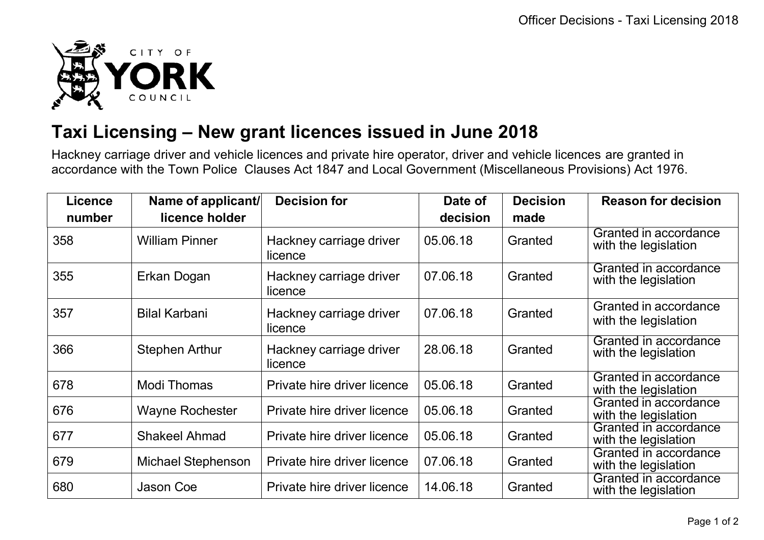# Taxi Licensing – New grant licences issued in June 2018

Hackney carriage driver and vehicle licences and private hire operator, driver and vehicle licences are granted in accordance with the Town Police Clauses Act 1847 and Local Government (Miscellaneous Provisions) Act 1976.

| Licence number | Name of applicant/ licence holder | Decision for | Date of decision | Decision made | Reason for decision |
|---|---|---|---|---|---|
| 358 | William Pinner | Hackney carriage driver licence | 05.06.18 | Granted | Granted in accordance with the legislation |
| 355 | Erkan Dogan | Hackney carriage driver licence | 07.06.18 | Granted | Granted in accordance with the legislation |
| 357 | Bilal Karbani | Hackney carriage driver licence | 07.06.18 | Granted | Granted in accordance with the legislation |
| 366 | Stephen Arthur | Hackney carriage driver licence | 28.06.18 | Granted | Granted in accordance with the legislation |
| 678 | Modi Thomas | Private hire driver licence | 05.06.18 | Granted | Granted in accordance with the legislation |
| 676 | Wayne Rochester | Private hire driver licence | 05.06.18 | Granted | Granted in accordance with the legislation |
| 677 | Shakeel Ahmad | Private hire driver licence | 05.06.18 | Granted | Granted in accordance with the legislation |
| 679 | Michael Stephenson | Private hire driver licence | 07.06.18 | Granted | Granted in accordance with the legislation |
| 680 | Jason Coe | Private hire driver licence | 14.06.18 | Granted | Granted in accordance with the legislation |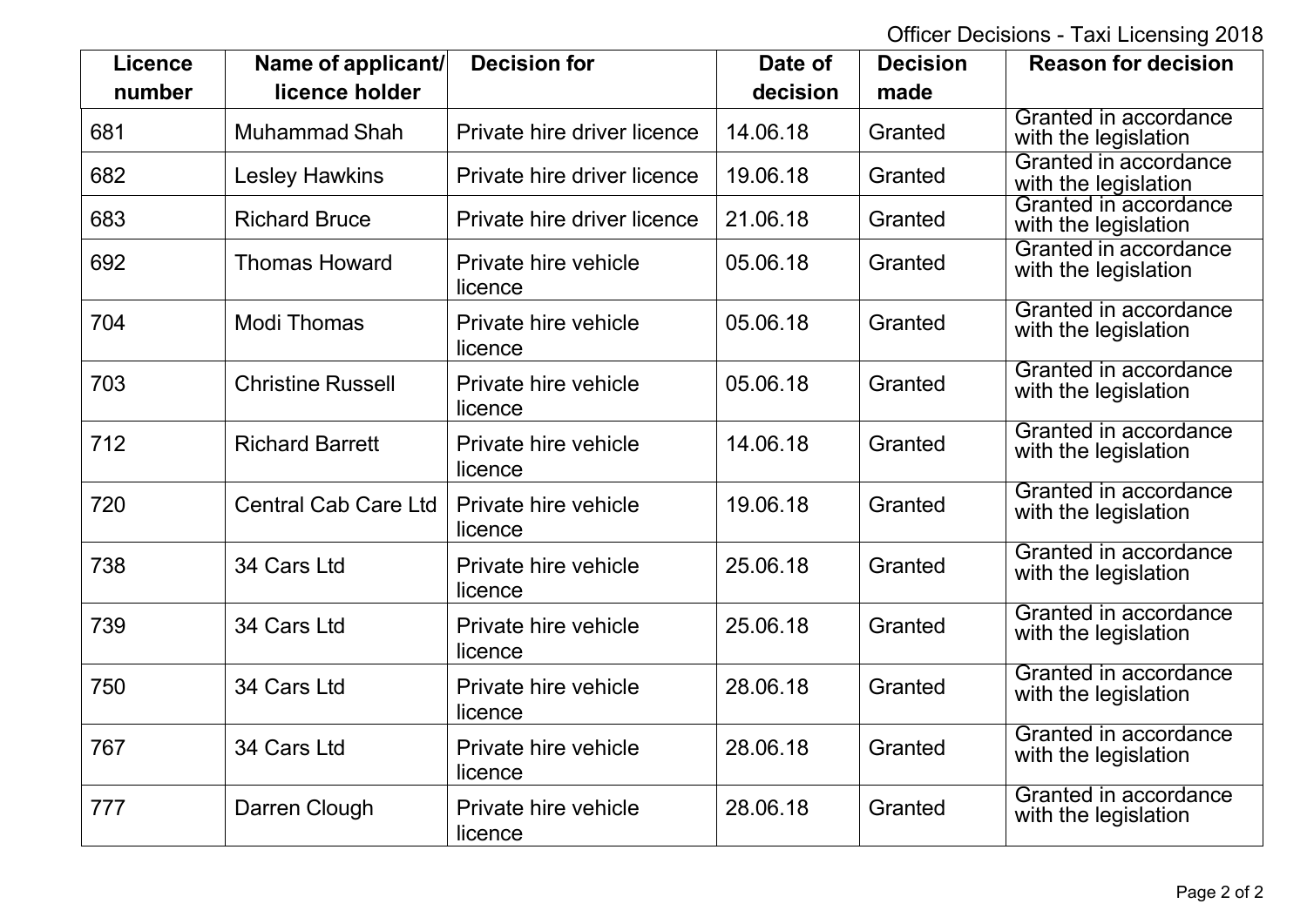| Licence number | Name of applicant/ licence holder | Decision for | Date of decision | Decision made | Reason for decision |
|---|---|---|---|---|---|
| 681 | Muhammad Shah | Private hire driver licence | 14.06.18 | Granted | Granted in accordance with the legislation |
| 682 | Lesley Hawkins | Private hire driver licence | 19.06.18 | Granted | Granted in accordance with the legislation |
| 683 | Richard Bruce | Private hire driver licence | 21.06.18 | Granted | Granted in accordance with the legislation |
| 692 | Thomas Howard | Private hire vehicle licence | 05.06.18 | Granted | Granted in accordance with the legislation |
| 704 | Modi Thomas | Private hire vehicle licence | 05.06.18 | Granted | Granted in accordance with the legislation |
| 703 | Christine Russell | Private hire vehicle licence | 05.06.18 | Granted | Granted in accordance with the legislation |
| 712 | Richard Barrett | Private hire vehicle licence | 14.06.18 | Granted | Granted in accordance with the legislation |
| 720 | Central Cab Care Ltd | Private hire vehicle licence | 19.06.18 | Granted | Granted in accordance with the legislation |
| 738 | 34 Cars Ltd | Private hire vehicle licence | 25.06.18 | Granted | Granted in accordance with the legislation |
| 739 | 34 Cars Ltd | Private hire vehicle licence | 25.06.18 | Granted | Granted in accordance with the legislation |
| 750 | 34 Cars Ltd | Private hire vehicle licence | 28.06.18 | Granted | Granted in accordance with the legislation |
| 767 | 34 Cars Ltd | Private hire vehicle licence | 28.06.18 | Granted | Granted in accordance with the legislation |
| 777 | Darren Clough | Private hire vehicle licence | 28.06.18 | Granted | Granted in accordance with the legislation |